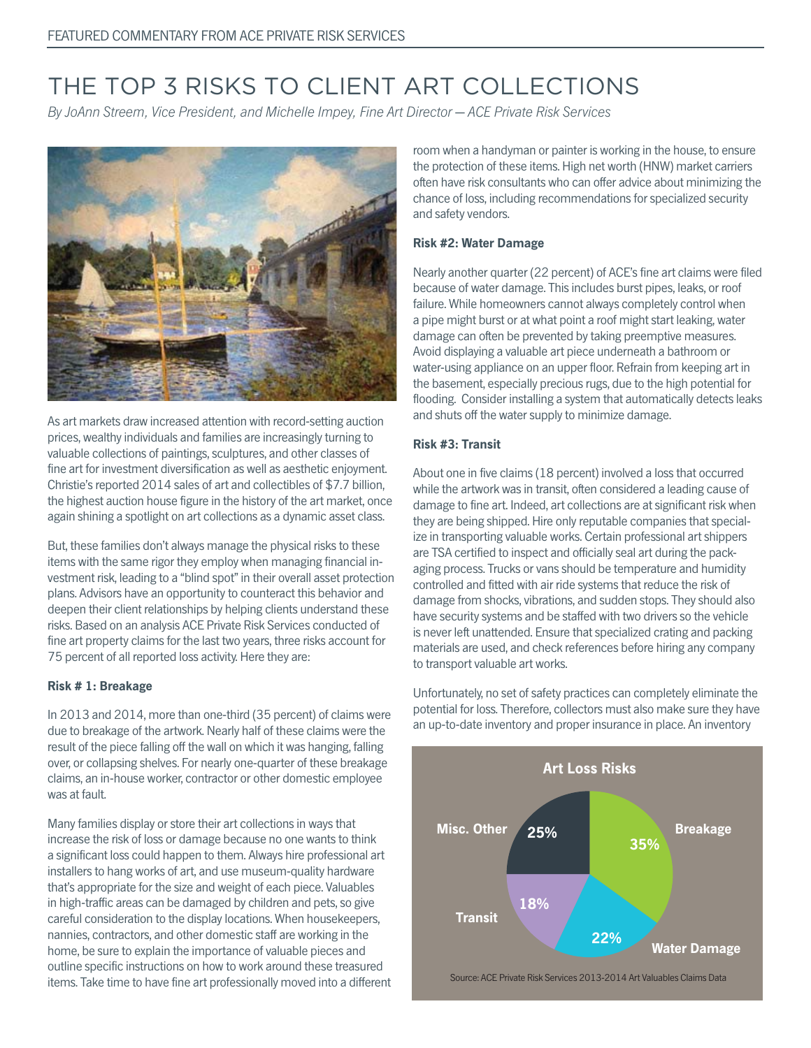FEATURED COMMENTARY FROM ACE PRIVATE RISK SERVICES

# THE TOP 3 RISKS TO CLIENT ART COLLECTIONS

*By JoAnn Streem, Vice President, and Michelle Impey, Fine Art Director — ACE Private Risk Services*

As art markets draw increased attention with record-setting auction prices, wealthy individuals and families are increasingly turning to valuable collections of paintings, sculptures, and other classes of fine art for investment diversification as well as aesthetic enjoyment. Christie's reported 2014 sales of art and collectibles of $7.7 billion, the highest auction house figure in the history of the art market, once again shining a spotlight on art collections as a dynamic asset class.

But, these families don't always manage the physical risks to these items with the same rigor they employ when managing financial investment risk, leading to a "blind spot" in their overall asset protection plans. Advisors have an opportunity to counteract this behavior and deepen their client relationships by helping clients understand these risks. Based on an analysis ACE Private Risk Services conducted of fine art property claims for the last two years, three risks account for 75 percent of all reported loss activity. Here they are:

**Risk # 1: Breakage**

In 2013 and 2014, more than one-third (35 percent) of claims were due to breakage of the artwork. Nearly half of these claims were the result of the piece falling off the wall on which it was hanging, falling over, or collapsing shelves. For nearly one-quarter of these breakage claims, an in-house worker, contractor or other domestic employee was at fault.

Many families display or store their art collections in ways that increase the risk of loss or damage because no one wants to think a significant loss could happen to them. Always hire professional art installers to hang works of art, and use museum-quality hardware that's appropriate for the size and weight of each piece. Valuables in high-traffic areas can be damaged by children and pets, so give careful consideration to the display locations. When housekeepers, nannies, contractors, and other domestic staff are working in the home, be sure to explain the importance of valuable pieces and outline specific instructions on how to work around these treasured items. Take time to have fine art professionally moved into a different room when a handyman or painter is working in the house, to ensure the protection of these items. High net worth (HNW) market carriers often have risk consultants who can offer advice about minimizing the chance of loss, including recommendations for specialized security and safety vendors.

**Risk #2: Water Damage**

Nearly another quarter (22 percent) of ACE's fine art claims were filed because of water damage. This includes burst pipes, leaks, or roof failure. While homeowners cannot always completely control when a pipe might burst or at what point a roof might start leaking, water damage can often be prevented by taking preemptive measures. Avoid displaying a valuable art piece underneath a bathroom or water-using appliance on an upper floor. Refrain from keeping art in the basement, especially precious rugs, due to the high potential for flooding. Consider installing a system that automatically detects leaks and shuts off the water supply to minimize damage.

**Risk #3: Transit**

About one in five claims (18 percent) involved a loss that occurred while the artwork was in transit, often considered a leading cause of damage to fine art. Indeed, art collections are at significant risk when they are being shipped. Hire only reputable companies that specialize in transporting valuable works. Certain professional art shippers are TSA certified to inspect and officially seal art during the packaging process. Trucks or vans should be temperature and humidity controlled and fitted with air ride systems that reduce the risk of damage from shocks, vibrations, and sudden stops. They should also have security systems and be staffed with two drivers so the vehicle is never left unattended. Ensure that specialized crating and packing materials are used, and check references before hiring any company to transport valuable art works.

Unfortunately, no set of safety practices can completely eliminate the potential for loss. Therefore, collectors must also make sure they have an up-to-date inventory and proper insurance in place. An inventory

**Art Loss Risks**

| Category | Percent |
|---|---|
| Breakage | 35% |
| Water Damage | 22% |
| Transit | 18% |
| Misc. Other | 25% |

Source: ACE Private Risk Services 2013-2014 Art Valuables Claims Data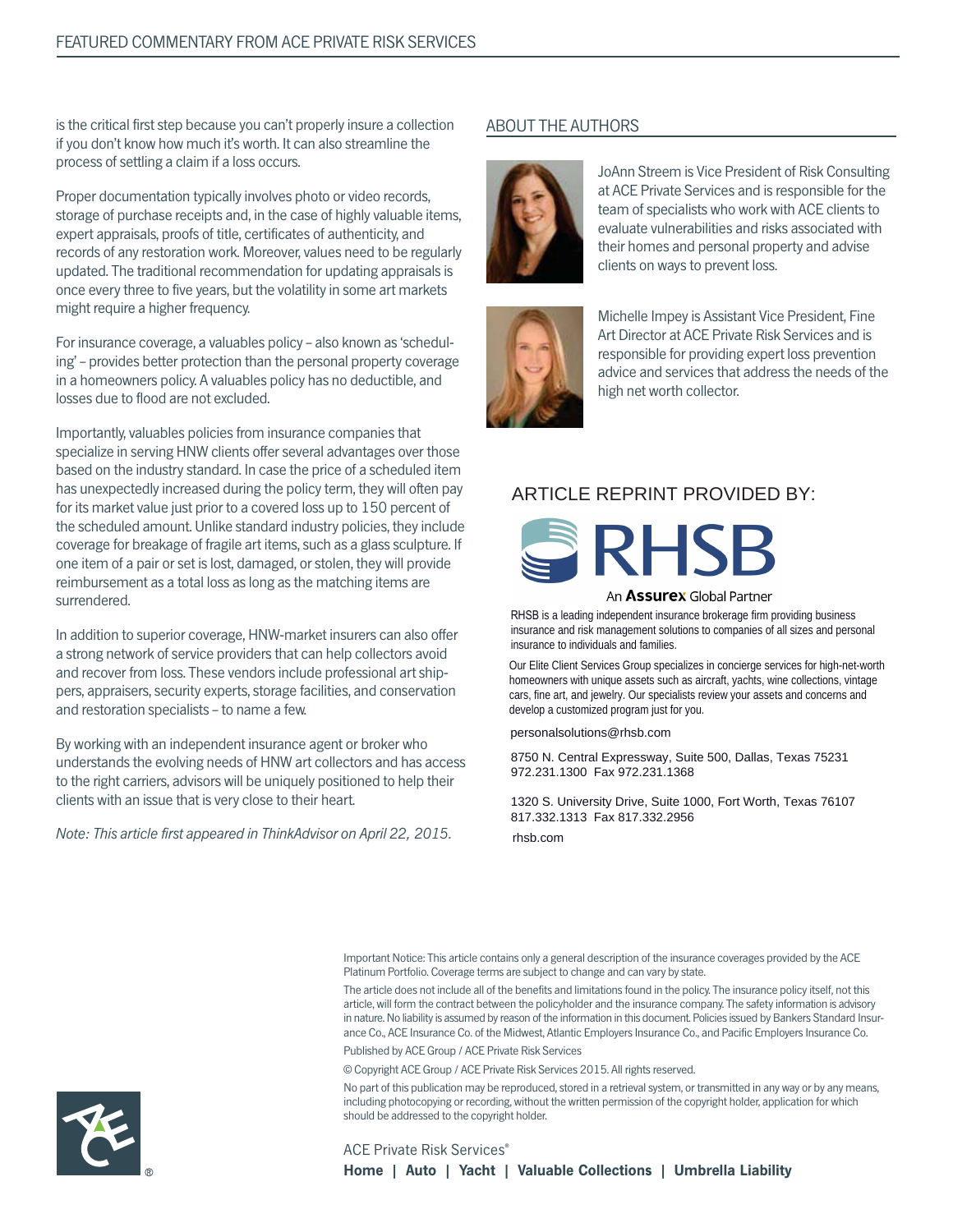is the critical first step because you can't properly insure a collection if you don't know how much it's worth. It can also streamline the process of settling a claim if a loss occurs.

Proper documentation typically involves photo or video records, storage of purchase receipts and, in the case of highly valuable items, expert appraisals, proofs of title, certificates of authenticity, and records of any restoration work. Moreover, values need to be regularly updated. The traditional recommendation for updating appraisals is once every three to five years, but the volatility in some art markets might require a higher frequency.

For insurance coverage, a valuables policy – also known as 'scheduling' – provides better protection than the personal property coverage in a homeowners policy. A valuables policy has no deductible, and losses due to flood are not excluded.

Importantly, valuables policies from insurance companies that specialize in serving HNW clients offer several advantages over those based on the industry standard. In case the price of a scheduled item has unexpectedly increased during the policy term, they will often pay for its market value just prior to a covered loss up to 150 percent of the scheduled amount. Unlike standard industry policies, they include coverage for breakage of fragile art items, such as a glass sculpture. If one item of a pair or set is lost, damaged, or stolen, they will provide reimbursement as a total loss as long as the matching items are surrendered.

In addition to superior coverage, HNW-market insurers can also offer a strong network of service providers that can help collectors avoid and recover from loss. These vendors include professional art shippers, appraisers, security experts, storage facilities, and conservation and restoration specialists – to name a few.

By working with an independent insurance agent or broker who understands the evolving needs of HNW art collectors and has access to the right carriers, advisors will be uniquely positioned to help their clients with an issue that is very close to their heart.

*Note: This article first appeared in ThinkAdvisor on April 22, 2015.*

## ABOUT THE AUTHORS

JoAnn Streem is Vice President of Risk Consulting at ACE Private Services and is responsible for the team of specialists who work with ACE clients to evaluate vulnerabilities and risks associated with their homes and personal property and advise clients on ways to prevent loss.

Michelle Impey is Assistant Vice President, Fine Art Director at ACE Private Risk Services and is responsible for providing expert loss prevention advice and services that address the needs of the high net worth collector.

## ARTICLE REPRINT PROVIDED BY:

RHSB

An **Assurex** Global Partner

RHSB is a leading independent insurance brokerage firm providing business insurance and risk management solutions to companies of all sizes and personal insurance to individuals and families.

Our Elite Client Services Group specializes in concierge services for high-net-worth homeowners with unique assets such as aircraft, yachts, wine collections, vintage cars, fine art, and jewelry. Our specialists review your assets and concerns and develop a customized program just for you.

personalsolutions@rhsb.com

8750 N. Central Expressway, Suite 500, Dallas, Texas 75231
972.231.1300 Fax 972.231.1368

1320 S. University Drive, Suite 1000, Fort Worth, Texas 76107
817.332.1313 Fax 817.332.2956

rhsb.com

Important Notice: This article contains only a general description of the insurance coverages provided by the ACE Platinum Portfolio. Coverage terms are subject to change and can vary by state.

The article does not include all of the benefits and limitations found in the policy. The insurance policy itself, not this article, will form the contract between the policyholder and the insurance company. The safety information is advisory in nature. No liability is assumed by reason of the information in this document. Policies issued by Bankers Standard Insurance Co., ACE Insurance Co. of the Midwest, Atlantic Employers Insurance Co., and Pacific Employers Insurance Co.

Published by ACE Group / ACE Private Risk Services

© Copyright ACE Group / ACE Private Risk Services 2015. All rights reserved.

No part of this publication may be reproduced, stored in a retrieval system, or transmitted in any way or by any means, including photocopying or recording, without the written permission of the copyright holder, application for which should be addressed to the copyright holder.

ACE Private Risk Services®

**Home | Auto | Yacht | Valuable Collections | Umbrella Liability**